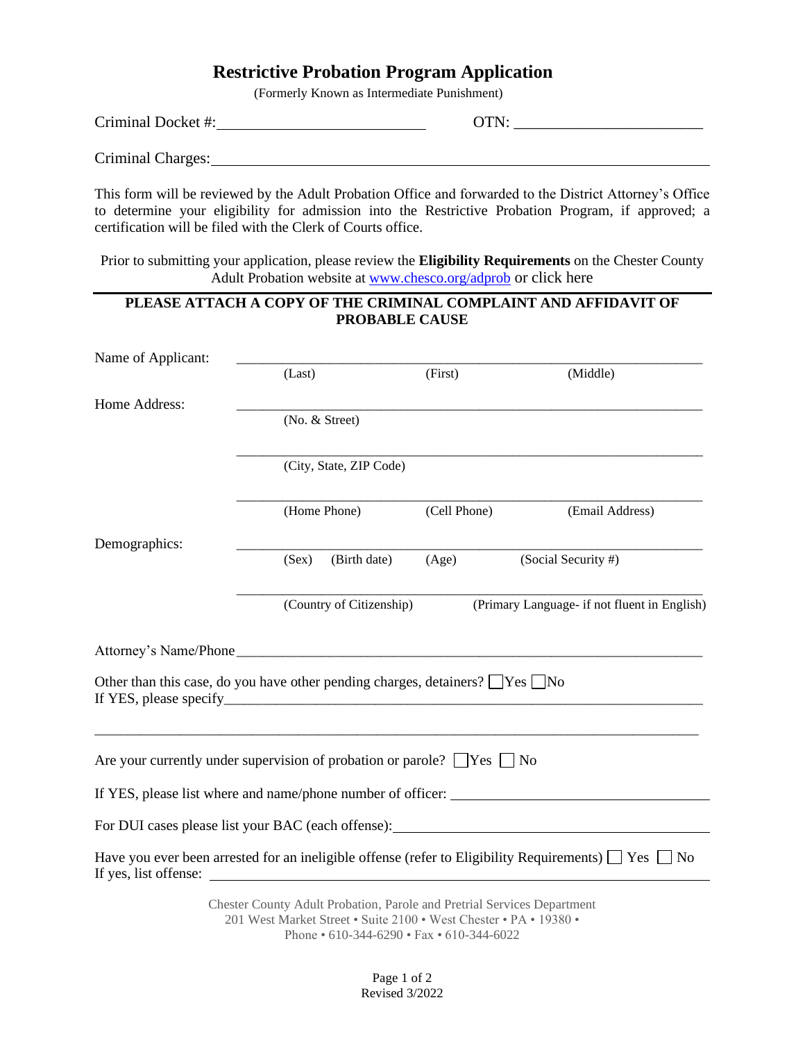# Restrictive Probation Program Application

(Formerly Known as Intermediate Punishment)

Criminal Docket #:\_\_\_\_\_\_\_\_\_\_\_\_\_\_\_\_\_\_\_\_\_\_\_\_ OTN: \_\_\_\_\_\_\_\_\_\_\_\_\_\_\_\_\_\_\_\_\_\_\_\_

Criminal Charges:\_\_\_\_\_\_\_\_\_\_\_\_\_\_\_\_\_\_\_\_\_\_\_\_\_\_\_\_\_\_\_\_\_\_\_\_\_\_\_\_\_\_\_\_\_\_\_\_\_\_

This form will be reviewed by the Adult Probation Office and forwarded to the District Attorney's Office to determine your eligibility for admission into the Restrictive Probation Program, if approved; a certification will be filed with the Clerk of Courts office.

Prior to submitting your application, please review the **Eligibility Requirements** on the Chester County Adult Probation website at www.chesco.org/adprob or click here

---

**PLEASE ATTACH A COPY OF THE CRIMINAL COMPLAINT AND AFFIDAVIT OF PROBABLE CAUSE**

Name of Applicant: \_\_\_\_\_\_\_\_\_\_\_\_\_\_\_\_\_\_\_\_\_\_\_\_\_\_\_\_\_\_\_\_\_\_\_\_\_\_\_\_\_\_\_\_\_\_\_\_\_\_
(Last) (First) (Middle)

Home Address: \_\_\_\_\_\_\_\_\_\_\_\_\_\_\_\_\_\_\_\_\_\_\_\_\_\_\_\_\_\_\_\_\_\_\_\_\_\_\_\_\_\_\_\_\_\_\_\_\_\_
(No. & Street)

\_\_\_\_\_\_\_\_\_\_\_\_\_\_\_\_\_\_\_\_\_\_\_\_\_\_\_\_\_\_\_\_\_\_\_\_\_\_\_\_\_\_\_\_\_\_\_\_\_\_
(City, State, ZIP Code)

\_\_\_\_\_\_\_\_\_\_\_\_\_\_\_\_\_\_\_\_\_\_\_\_\_\_\_\_\_\_\_\_\_\_\_\_\_\_\_\_\_\_\_\_\_\_\_\_\_\_
(Home Phone) (Cell Phone) (Email Address)

Demographics: \_\_\_\_\_\_\_\_\_\_\_\_\_\_\_\_\_\_\_\_\_\_\_\_\_\_\_\_\_\_\_\_\_\_\_\_\_\_\_\_\_\_\_\_\_\_\_\_\_\_
(Sex) (Birth date) (Age) (Social Security #)

\_\_\_\_\_\_\_\_\_\_\_\_\_\_\_\_\_\_\_\_\_\_\_\_\_\_\_\_\_\_\_\_\_\_\_\_\_\_\_\_\_\_\_\_\_\_\_\_\_\_
(Country of Citizenship) (Primary Language- if not fluent in English)

Attorney's Name/Phone\_\_\_\_\_\_\_\_\_\_\_\_\_\_\_\_\_\_\_\_\_\_\_\_\_\_\_\_\_\_\_\_\_\_\_\_\_\_\_\_\_\_\_\_\_\_\_\_\_\_

Other than this case, do you have other pending charges, detainers? ☐Yes ☐No
If YES, please specify\_\_\_\_\_\_\_\_\_\_\_\_\_\_\_\_\_\_\_\_\_\_\_\_\_\_\_\_\_\_\_\_\_\_\_\_\_\_\_\_\_\_\_\_\_\_\_\_\_\_

\_\_\_\_\_\_\_\_\_\_\_\_\_\_\_\_\_\_\_\_\_\_\_\_\_\_\_\_\_\_\_\_\_\_\_\_\_\_\_\_\_\_\_\_\_\_\_\_\_\_\_\_\_\_\_\_\_\_\_\_\_\_\_\_\_\_

Are your currently under supervision of probation or parole? ☐Yes ☐ No

If YES, please list where and name/phone number of officer: \_\_\_\_\_\_\_\_\_\_\_\_\_\_\_\_\_\_\_\_\_\_\_\_

For DUI cases please list your BAC (each offense):\_\_\_\_\_\_\_\_\_\_\_\_\_\_\_\_\_\_\_\_\_\_\_\_\_\_\_\_

Have you ever been arrested for an ineligible offense (refer to Eligibility Requirements) ☐ Yes ☐ No
If yes, list offense: \_\_\_\_\_\_\_\_\_\_\_\_\_\_\_\_\_\_\_\_\_\_\_\_\_\_\_\_\_\_\_\_\_\_\_\_\_\_\_\_\_\_\_\_\_\_\_\_\_\_

Chester County Adult Probation, Parole and Pretrial Services Department
201 West Market Street • Suite 2100 • West Chester • PA • 19380 •
Phone • 610-344-6290 • Fax • 610-344-6022

Revised 3/2022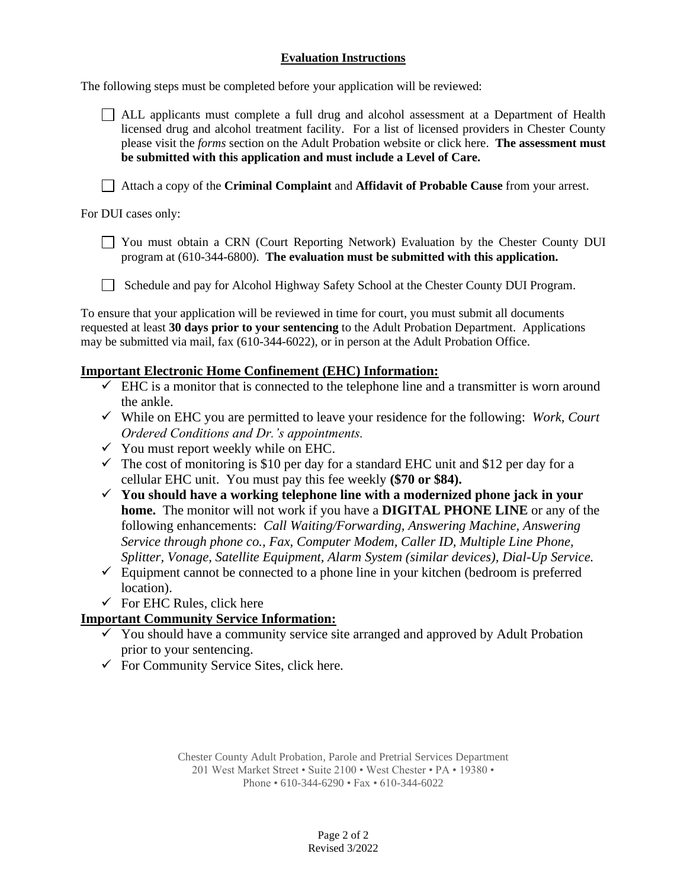## Evaluation Instructions

The following steps must be completed before your application will be reviewed:

- [ ] ALL applicants must complete a full drug and alcohol assessment at a Department of Health licensed drug and alcohol treatment facility. For a list of licensed providers in Chester County please visit the *forms* section on the Adult Probation website or click here. **The assessment must be submitted with this application and must include a Level of Care.**

- [ ] Attach a copy of the **Criminal Complaint** and **Affidavit of Probable Cause** from your arrest.

For DUI cases only:

- [ ] You must obtain a CRN (Court Reporting Network) Evaluation by the Chester County DUI program at (610-344-6800). **The evaluation must be submitted with this application.**

- [ ] Schedule and pay for Alcohol Highway Safety School at the Chester County DUI Program.

To ensure that your application will be reviewed in time for court, you must submit all documents requested at least **30 days prior to your sentencing** to the Adult Probation Department. Applications may be submitted via mail, fax (610-344-6022), or in person at the Adult Probation Office.

### Important Electronic Home Confinement (EHC) Information:

- ✓ EHC is a monitor that is connected to the telephone line and a transmitter is worn around the ankle.
- ✓ While on EHC you are permitted to leave your residence for the following: *Work, Court Ordered Conditions and Dr.'s appointments.*
- ✓ You must report weekly while on EHC.
- ✓ The cost of monitoring is $10 per day for a standard EHC unit and $12 per day for a cellular EHC unit. You must pay this fee weekly **($70 or $84).**
- ✓ **You should have a working telephone line with a modernized phone jack in your home.** The monitor will not work if you have a **DIGITAL PHONE LINE** or any of the following enhancements: *Call Waiting/Forwarding, Answering Machine, Answering Service through phone co., Fax, Computer Modem, Caller ID, Multiple Line Phone, Splitter, Vonage, Satellite Equipment, Alarm System (similar devices), Dial-Up Service.*
- ✓ Equipment cannot be connected to a phone line in your kitchen (bedroom is preferred location).
- ✓ For EHC Rules, click here

### Important Community Service Information:

- ✓ You should have a community service site arranged and approved by Adult Probation prior to your sentencing.
- ✓ For Community Service Sites, click here.

Chester County Adult Probation, Parole and Pretrial Services Department
201 West Market Street • Suite 2100 • West Chester • PA • 19380 •
Phone • 610-344-6290 • Fax • 610-344-6022

Revised 3/2022